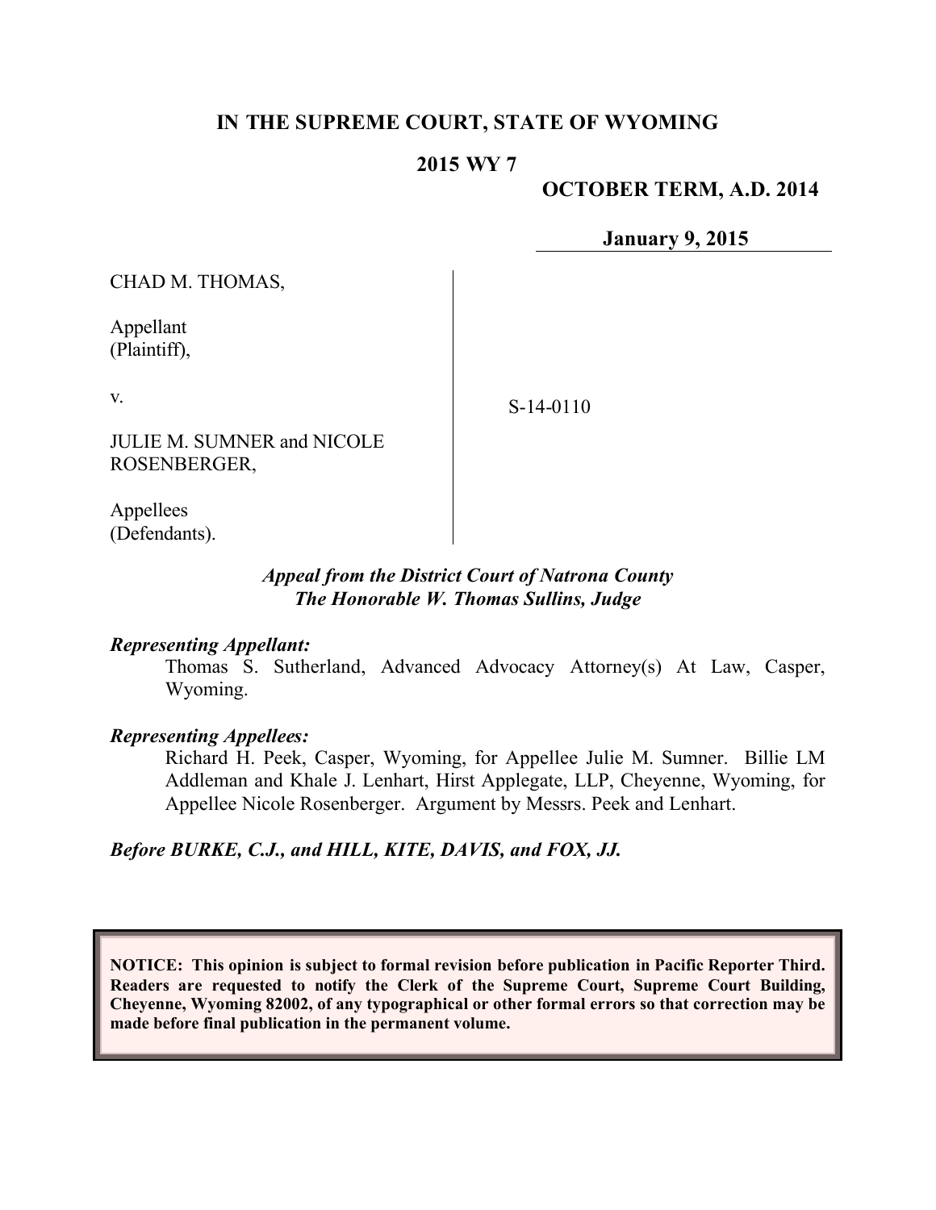**IN THE SUPREME COURT, STATE OF WYOMING**

**2015 WY 7**

**OCTOBER TERM, A.D. 2014**

**January 9, 2015**

CHAD M. THOMAS,

Appellant
(Plaintiff),

v.

JULIE M. SUMNER and NICOLE ROSENBERGER,

Appellees
(Defendants).

S-14-0110

***Appeal from the District Court of Natrona County***
***The Honorable W. Thomas Sullins, Judge***

***Representing Appellant:***

Thomas S. Sutherland, Advanced Advocacy Attorney(s) At Law, Casper, Wyoming.

***Representing Appellees:***

Richard H. Peek, Casper, Wyoming, for Appellee Julie M. Sumner. Billie LM Addleman and Khale J. Lenhart, Hirst Applegate, LLP, Cheyenne, Wyoming, for Appellee Nicole Rosenberger. Argument by Messrs. Peek and Lenhart.

***Before BURKE, C.J., and HILL, KITE, DAVIS, and FOX, JJ.***

**NOTICE: This opinion is subject to formal revision before publication in Pacific Reporter Third. Readers are requested to notify the Clerk of the Supreme Court, Supreme Court Building, Cheyenne, Wyoming 82002, of any typographical or other formal errors so that correction may be made before final publication in the permanent volume.**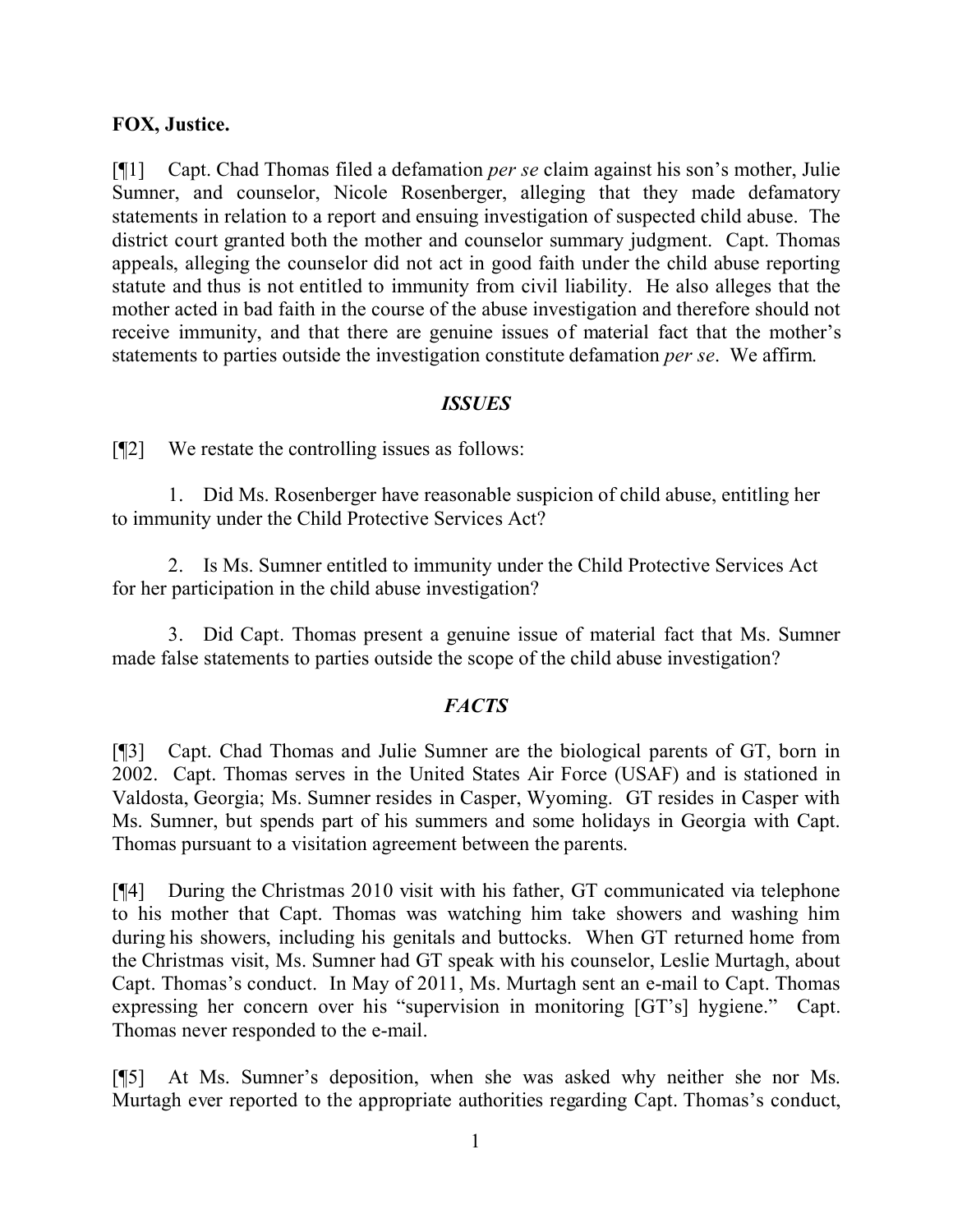**FOX, Justice.**

[¶1] Capt. Chad Thomas filed a defamation *per se* claim against his son's mother, Julie Sumner, and counselor, Nicole Rosenberger, alleging that they made defamatory statements in relation to a report and ensuing investigation of suspected child abuse. The district court granted both the mother and counselor summary judgment. Capt. Thomas appeals, alleging the counselor did not act in good faith under the child abuse reporting statute and thus is not entitled to immunity from civil liability. He also alleges that the mother acted in bad faith in the course of the abuse investigation and therefore should not receive immunity, and that there are genuine issues of material fact that the mother's statements to parties outside the investigation constitute defamation *per se*. We affirm.

## *ISSUES*

[¶2] We restate the controlling issues as follows:

1. Did Ms. Rosenberger have reasonable suspicion of child abuse, entitling her to immunity under the Child Protective Services Act?

2. Is Ms. Sumner entitled to immunity under the Child Protective Services Act for her participation in the child abuse investigation?

3. Did Capt. Thomas present a genuine issue of material fact that Ms. Sumner made false statements to parties outside the scope of the child abuse investigation?

## *FACTS*

[¶3] Capt. Chad Thomas and Julie Sumner are the biological parents of GT, born in 2002. Capt. Thomas serves in the United States Air Force (USAF) and is stationed in Valdosta, Georgia; Ms. Sumner resides in Casper, Wyoming. GT resides in Casper with Ms. Sumner, but spends part of his summers and some holidays in Georgia with Capt. Thomas pursuant to a visitation agreement between the parents.

[¶4] During the Christmas 2010 visit with his father, GT communicated via telephone to his mother that Capt. Thomas was watching him take showers and washing him during his showers, including his genitals and buttocks. When GT returned home from the Christmas visit, Ms. Sumner had GT speak with his counselor, Leslie Murtagh, about Capt. Thomas's conduct. In May of 2011, Ms. Murtagh sent an e-mail to Capt. Thomas expressing her concern over his "supervision in monitoring [GT's] hygiene." Capt. Thomas never responded to the e-mail.

[¶5] At Ms. Sumner's deposition, when she was asked why neither she nor Ms. Murtagh ever reported to the appropriate authorities regarding Capt. Thomas's conduct,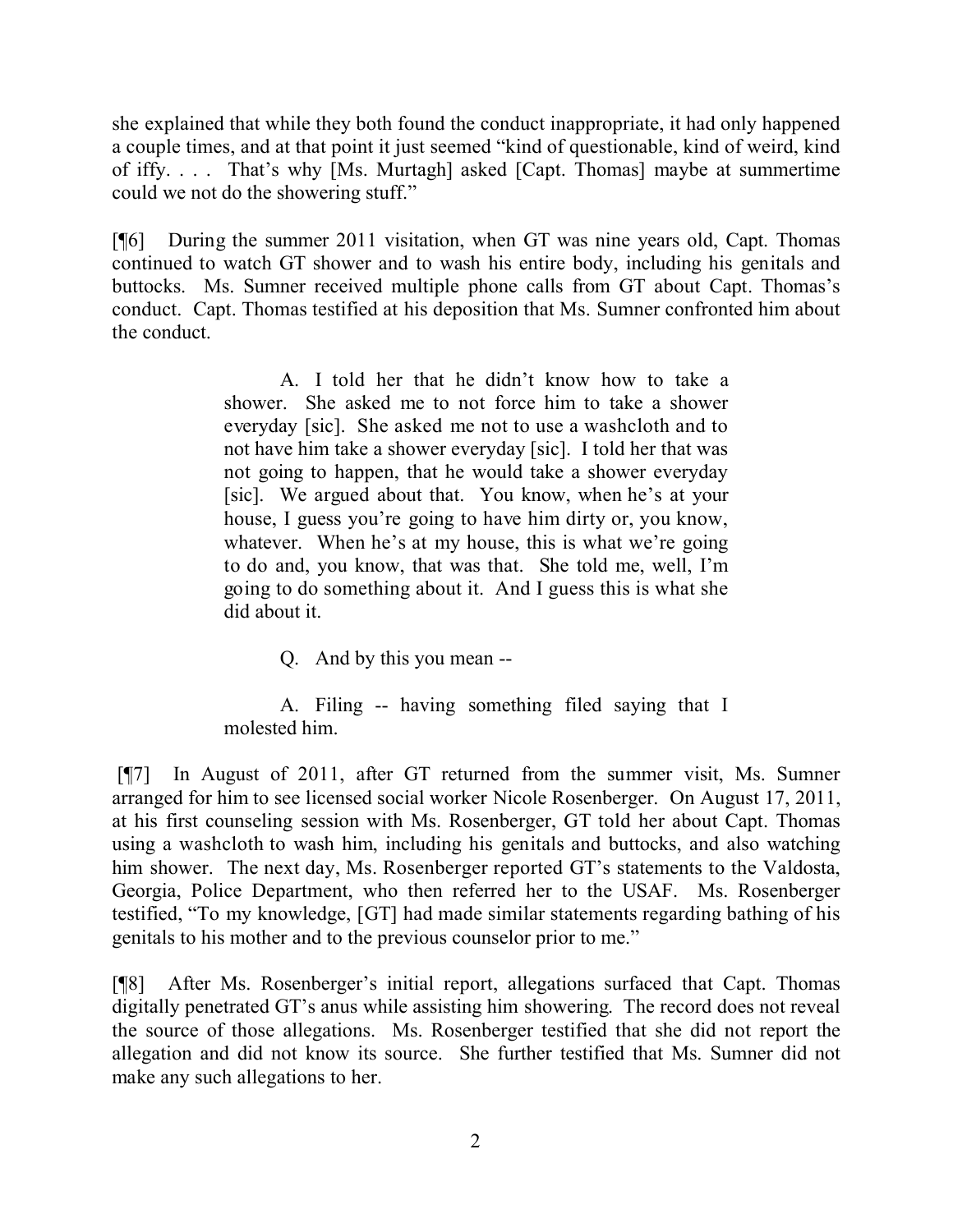she explained that while they both found the conduct inappropriate, it had only happened a couple times, and at that point it just seemed "kind of questionable, kind of weird, kind of iffy. . . . That's why [Ms. Murtagh] asked [Capt. Thomas] maybe at summertime could we not do the showering stuff."

[¶6] During the summer 2011 visitation, when GT was nine years old, Capt. Thomas continued to watch GT shower and to wash his entire body, including his genitals and buttocks. Ms. Sumner received multiple phone calls from GT about Capt. Thomas's conduct. Capt. Thomas testified at his deposition that Ms. Sumner confronted him about the conduct.

> A. I told her that he didn't know how to take a shower. She asked me to not force him to take a shower everyday [sic]. She asked me not to use a washcloth and to not have him take a shower everyday [sic]. I told her that was not going to happen, that he would take a shower everyday [sic]. We argued about that. You know, when he's at your house, I guess you're going to have him dirty or, you know, whatever. When he's at my house, this is what we're going to do and, you know, that was that. She told me, well, I'm going to do something about it. And I guess this is what she did about it.
>
> Q. And by this you mean --
>
> A. Filing -- having something filed saying that I molested him.

[¶7] In August of 2011, after GT returned from the summer visit, Ms. Sumner arranged for him to see licensed social worker Nicole Rosenberger. On August 17, 2011, at his first counseling session with Ms. Rosenberger, GT told her about Capt. Thomas using a washcloth to wash him, including his genitals and buttocks, and also watching him shower. The next day, Ms. Rosenberger reported GT's statements to the Valdosta, Georgia, Police Department, who then referred her to the USAF. Ms. Rosenberger testified, "To my knowledge, [GT] had made similar statements regarding bathing of his genitals to his mother and to the previous counselor prior to me."

[¶8] After Ms. Rosenberger's initial report, allegations surfaced that Capt. Thomas digitally penetrated GT's anus while assisting him showering. The record does not reveal the source of those allegations. Ms. Rosenberger testified that she did not report the allegation and did not know its source. She further testified that Ms. Sumner did not make any such allegations to her.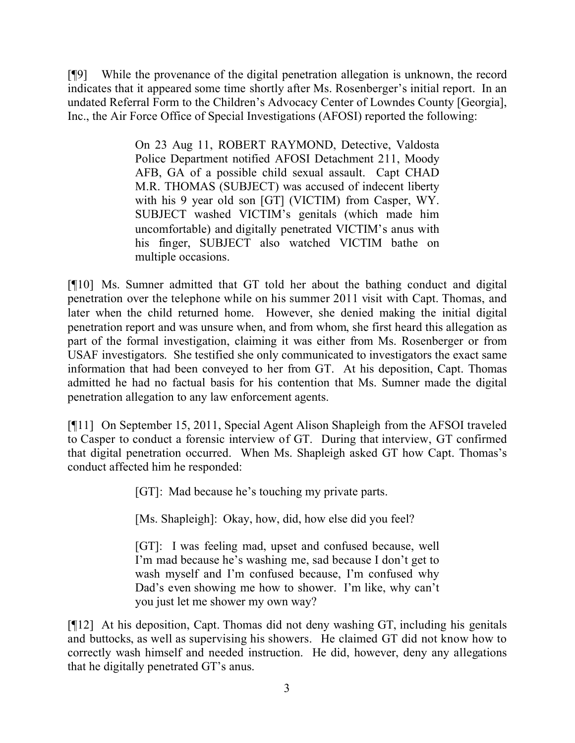[¶9] While the provenance of the digital penetration allegation is unknown, the record indicates that it appeared some time shortly after Ms. Rosenberger's initial report. In an undated Referral Form to the Children's Advocacy Center of Lowndes County [Georgia], Inc., the Air Force Office of Special Investigations (AFOSI) reported the following:

> On 23 Aug 11, ROBERT RAYMOND, Detective, Valdosta Police Department notified AFOSI Detachment 211, Moody AFB, GA of a possible child sexual assault. Capt CHAD M.R. THOMAS (SUBJECT) was accused of indecent liberty with his 9 year old son [GT] (VICTIM) from Casper, WY. SUBJECT washed VICTIM's genitals (which made him uncomfortable) and digitally penetrated VICTIM's anus with his finger, SUBJECT also watched VICTIM bathe on multiple occasions.

[¶10] Ms. Sumner admitted that GT told her about the bathing conduct and digital penetration over the telephone while on his summer 2011 visit with Capt. Thomas, and later when the child returned home. However, she denied making the initial digital penetration report and was unsure when, and from whom, she first heard this allegation as part of the formal investigation, claiming it was either from Ms. Rosenberger or from USAF investigators. She testified she only communicated to investigators the exact same information that had been conveyed to her from GT. At his deposition, Capt. Thomas admitted he had no factual basis for his contention that Ms. Sumner made the digital penetration allegation to any law enforcement agents.

[¶11] On September 15, 2011, Special Agent Alison Shapleigh from the AFSOI traveled to Casper to conduct a forensic interview of GT. During that interview, GT confirmed that digital penetration occurred. When Ms. Shapleigh asked GT how Capt. Thomas's conduct affected him he responded:

> [GT]: Mad because he's touching my private parts.
>
> [Ms. Shapleigh]: Okay, how, did, how else did you feel?
>
> [GT]: I was feeling mad, upset and confused because, well I'm mad because he's washing me, sad because I don't get to wash myself and I'm confused because, I'm confused why Dad's even showing me how to shower. I'm like, why can't you just let me shower my own way?

[¶12] At his deposition, Capt. Thomas did not deny washing GT, including his genitals and buttocks, as well as supervising his showers. He claimed GT did not know how to correctly wash himself and needed instruction. He did, however, deny any allegations that he digitally penetrated GT's anus.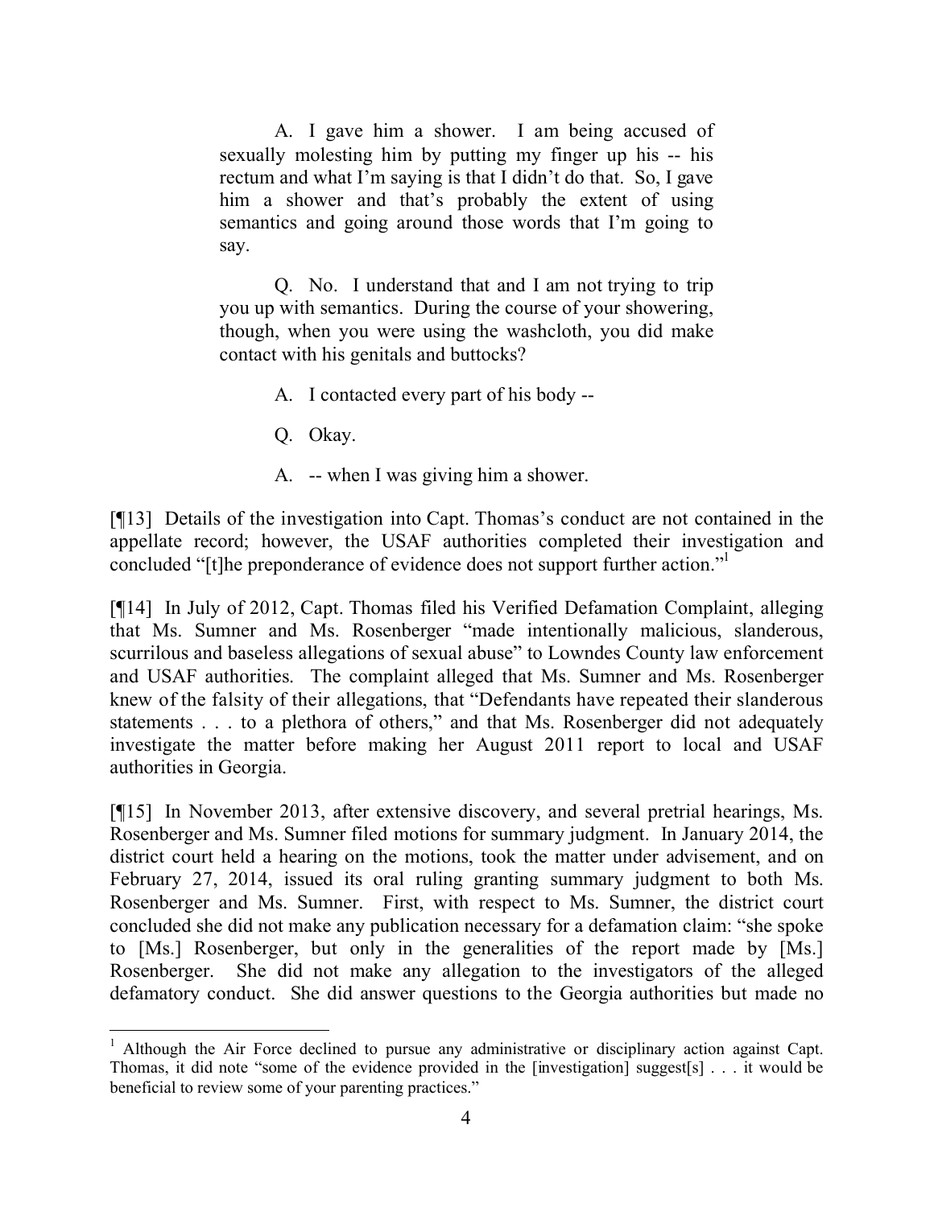> A. I gave him a shower. I am being accused of sexually molesting him by putting my finger up his -- his rectum and what I'm saying is that I didn't do that. So, I gave him a shower and that's probably the extent of using semantics and going around those words that I'm going to say.
>
> Q. No. I understand that and I am not trying to trip you up with semantics. During the course of your showering, though, when you were using the washcloth, you did make contact with his genitals and buttocks?
>
> A. I contacted every part of his body --
>
> Q. Okay.
>
> A. -- when I was giving him a shower.

[¶13] Details of the investigation into Capt. Thomas's conduct are not contained in the appellate record; however, the USAF authorities completed their investigation and concluded "[t]he preponderance of evidence does not support further action."[1]

[¶14] In July of 2012, Capt. Thomas filed his Verified Defamation Complaint, alleging that Ms. Sumner and Ms. Rosenberger "made intentionally malicious, slanderous, scurrilous and baseless allegations of sexual abuse" to Lowndes County law enforcement and USAF authorities. The complaint alleged that Ms. Sumner and Ms. Rosenberger knew of the falsity of their allegations, that "Defendants have repeated their slanderous statements . . . to a plethora of others," and that Ms. Rosenberger did not adequately investigate the matter before making her August 2011 report to local and USAF authorities in Georgia.

[¶15] In November 2013, after extensive discovery, and several pretrial hearings, Ms. Rosenberger and Ms. Sumner filed motions for summary judgment. In January 2014, the district court held a hearing on the motions, took the matter under advisement, and on February 27, 2014, issued its oral ruling granting summary judgment to both Ms. Rosenberger and Ms. Sumner. First, with respect to Ms. Sumner, the district court concluded she did not make any publication necessary for a defamation claim: "she spoke to [Ms.] Rosenberger, but only in the generalities of the report made by [Ms.] Rosenberger. She did not make any allegation to the investigators of the alleged defamatory conduct. She did answer questions to the Georgia authorities but made no

---

[1] Although the Air Force declined to pursue any administrative or disciplinary action against Capt. Thomas, it did note "some of the evidence provided in the [investigation] suggest[s] . . . it would be beneficial to review some of your parenting practices."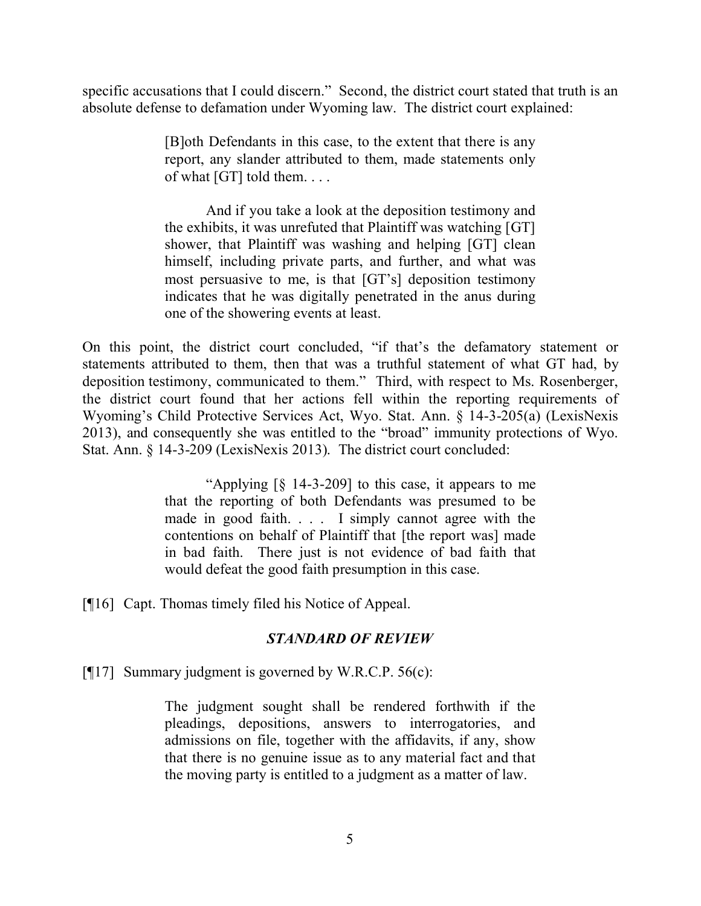specific accusations that I could discern." Second, the district court stated that truth is an absolute defense to defamation under Wyoming law. The district court explained:

> [B]oth Defendants in this case, to the extent that there is any report, any slander attributed to them, made statements only of what [GT] told them. . . .
>
> And if you take a look at the deposition testimony and the exhibits, it was unrefuted that Plaintiff was watching [GT] shower, that Plaintiff was washing and helping [GT] clean himself, including private parts, and further, and what was most persuasive to me, is that [GT's] deposition testimony indicates that he was digitally penetrated in the anus during one of the showering events at least.

On this point, the district court concluded, "if that's the defamatory statement or statements attributed to them, then that was a truthful statement of what GT had, by deposition testimony, communicated to them." Third, with respect to Ms. Rosenberger, the district court found that her actions fell within the reporting requirements of Wyoming's Child Protective Services Act, Wyo. Stat. Ann. § 14-3-205(a) (LexisNexis 2013), and consequently she was entitled to the "broad" immunity protections of Wyo. Stat. Ann. § 14-3-209 (LexisNexis 2013). The district court concluded:

> "Applying [§ 14-3-209] to this case, it appears to me that the reporting of both Defendants was presumed to be made in good faith. . . . I simply cannot agree with the contentions on behalf of Plaintiff that [the report was] made in bad faith. There just is not evidence of bad faith that would defeat the good faith presumption in this case.

[¶16] Capt. Thomas timely filed his Notice of Appeal.

## *STANDARD OF REVIEW*

[¶17] Summary judgment is governed by W.R.C.P. 56(c):

> The judgment sought shall be rendered forthwith if the pleadings, depositions, answers to interrogatories, and admissions on file, together with the affidavits, if any, show that there is no genuine issue as to any material fact and that the moving party is entitled to a judgment as a matter of law.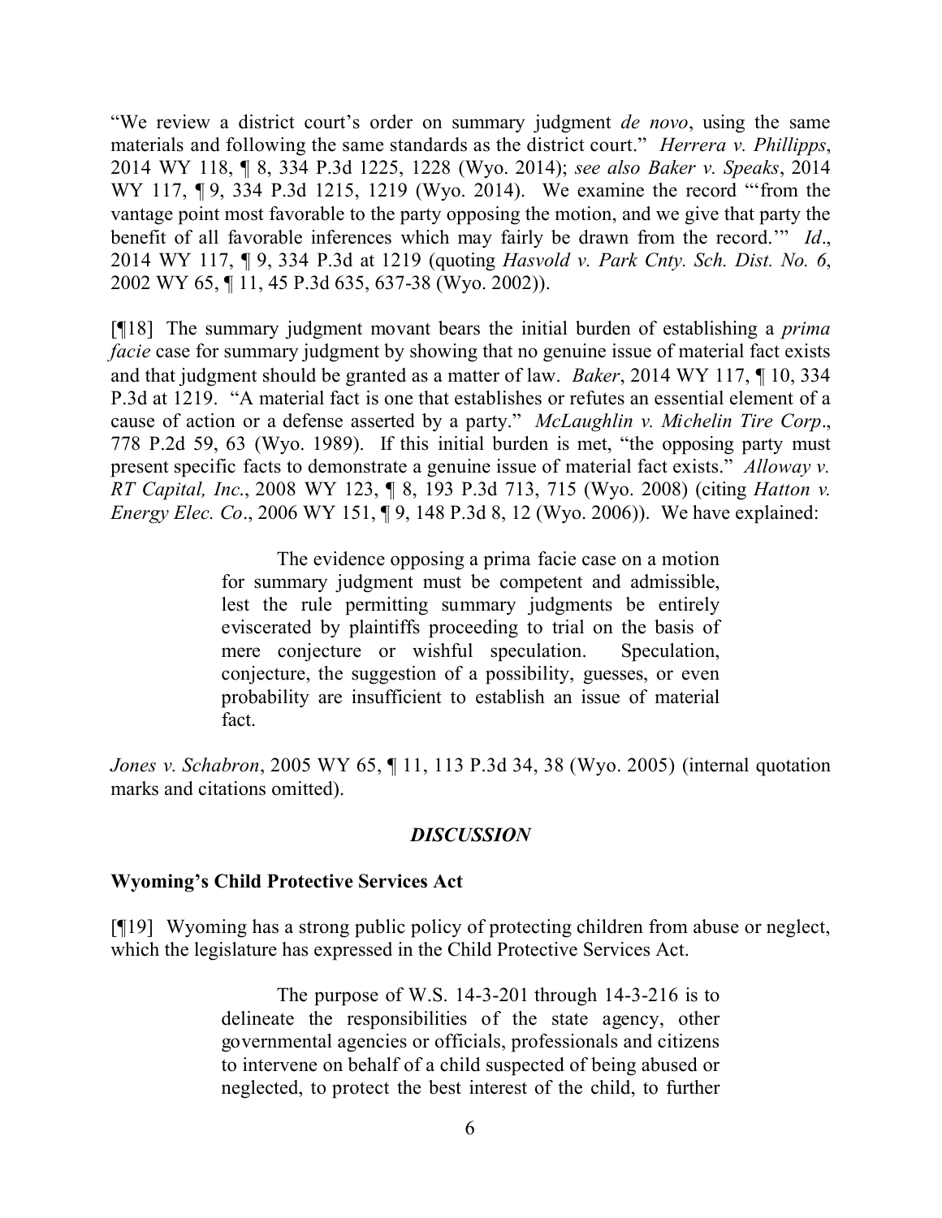"We review a district court's order on summary judgment *de novo*, using the same materials and following the same standards as the district court." *Herrera v. Phillipps*, 2014 WY 118, ¶ 8, 334 P.3d 1225, 1228 (Wyo. 2014); *see also Baker v. Speaks*, 2014 WY 117, ¶ 9, 334 P.3d 1215, 1219 (Wyo. 2014). We examine the record "'from the vantage point most favorable to the party opposing the motion, and we give that party the benefit of all favorable inferences which may fairly be drawn from the record.'" *Id*., 2014 WY 117, ¶ 9, 334 P.3d at 1219 (quoting *Hasvold v. Park Cnty. Sch. Dist. No. 6*, 2002 WY 65, ¶ 11, 45 P.3d 635, 637-38 (Wyo. 2002)).

[¶18] The summary judgment movant bears the initial burden of establishing a *prima facie* case for summary judgment by showing that no genuine issue of material fact exists and that judgment should be granted as a matter of law. *Baker*, 2014 WY 117, ¶ 10, 334 P.3d at 1219. "A material fact is one that establishes or refutes an essential element of a cause of action or a defense asserted by a party." *McLaughlin v. Michelin Tire Corp*., 778 P.2d 59, 63 (Wyo. 1989). If this initial burden is met, "the opposing party must present specific facts to demonstrate a genuine issue of material fact exists." *Alloway v. RT Capital, Inc*., 2008 WY 123, ¶ 8, 193 P.3d 713, 715 (Wyo. 2008) (citing *Hatton v. Energy Elec. Co*., 2006 WY 151, ¶ 9, 148 P.3d 8, 12 (Wyo. 2006)). We have explained:

> The evidence opposing a prima facie case on a motion for summary judgment must be competent and admissible, lest the rule permitting summary judgments be entirely eviscerated by plaintiffs proceeding to trial on the basis of mere conjecture or wishful speculation. Speculation, conjecture, the suggestion of a possibility, guesses, or even probability are insufficient to establish an issue of material fact.

*Jones v. Schabron*, 2005 WY 65, ¶ 11, 113 P.3d 34, 38 (Wyo. 2005) (internal quotation marks and citations omitted).

## *DISCUSSION*

### Wyoming's Child Protective Services Act

[¶19] Wyoming has a strong public policy of protecting children from abuse or neglect, which the legislature has expressed in the Child Protective Services Act.

> The purpose of W.S. 14-3-201 through 14-3-216 is to delineate the responsibilities of the state agency, other governmental agencies or officials, professionals and citizens to intervene on behalf of a child suspected of being abused or neglected, to protect the best interest of the child, to further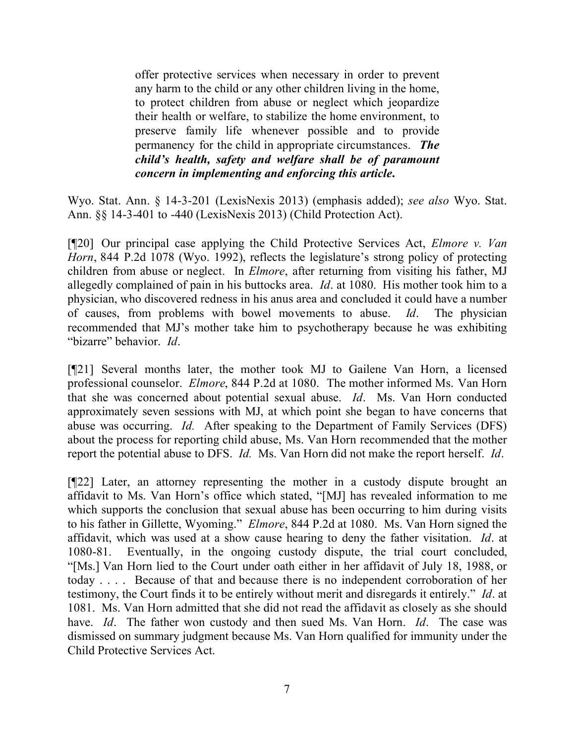> offer protective services when necessary in order to prevent any harm to the child or any other children living in the home, to protect children from abuse or neglect which jeopardize their health or welfare, to stabilize the home environment, to preserve family life whenever possible and to provide permanency for the child in appropriate circumstances. ***The child's health, safety and welfare shall be of paramount concern in implementing and enforcing this article.***

Wyo. Stat. Ann. § 14-3-201 (LexisNexis 2013) (emphasis added); *see also* Wyo. Stat. Ann. §§ 14-3-401 to -440 (LexisNexis 2013) (Child Protection Act).

[¶20] Our principal case applying the Child Protective Services Act, *Elmore v. Van Horn*, 844 P.2d 1078 (Wyo. 1992), reflects the legislature's strong policy of protecting children from abuse or neglect. In *Elmore*, after returning from visiting his father, MJ allegedly complained of pain in his buttocks area. *Id*. at 1080. His mother took him to a physician, who discovered redness in his anus area and concluded it could have a number of causes, from problems with bowel movements to abuse. *Id*. The physician recommended that MJ's mother take him to psychotherapy because he was exhibiting "bizarre" behavior. *Id*.

[¶21] Several months later, the mother took MJ to Gailene Van Horn, a licensed professional counselor. *Elmore*, 844 P.2d at 1080. The mother informed Ms. Van Horn that she was concerned about potential sexual abuse. *Id*. Ms. Van Horn conducted approximately seven sessions with MJ, at which point she began to have concerns that abuse was occurring. *Id.* After speaking to the Department of Family Services (DFS) about the process for reporting child abuse, Ms. Van Horn recommended that the mother report the potential abuse to DFS. *Id.* Ms. Van Horn did not make the report herself. *Id*.

[¶22] Later, an attorney representing the mother in a custody dispute brought an affidavit to Ms. Van Horn's office which stated, "[MJ] has revealed information to me which supports the conclusion that sexual abuse has been occurring to him during visits to his father in Gillette, Wyoming." *Elmore*, 844 P.2d at 1080. Ms. Van Horn signed the affidavit, which was used at a show cause hearing to deny the father visitation. *Id*. at 1080-81. Eventually, in the ongoing custody dispute, the trial court concluded, "[Ms.] Van Horn lied to the Court under oath either in her affidavit of July 18, 1988, or today . . . . Because of that and because there is no independent corroboration of her testimony, the Court finds it to be entirely without merit and disregards it entirely." *Id*. at 1081. Ms. Van Horn admitted that she did not read the affidavit as closely as she should have. *Id*. The father won custody and then sued Ms. Van Horn. *Id*. The case was dismissed on summary judgment because Ms. Van Horn qualified for immunity under the Child Protective Services Act.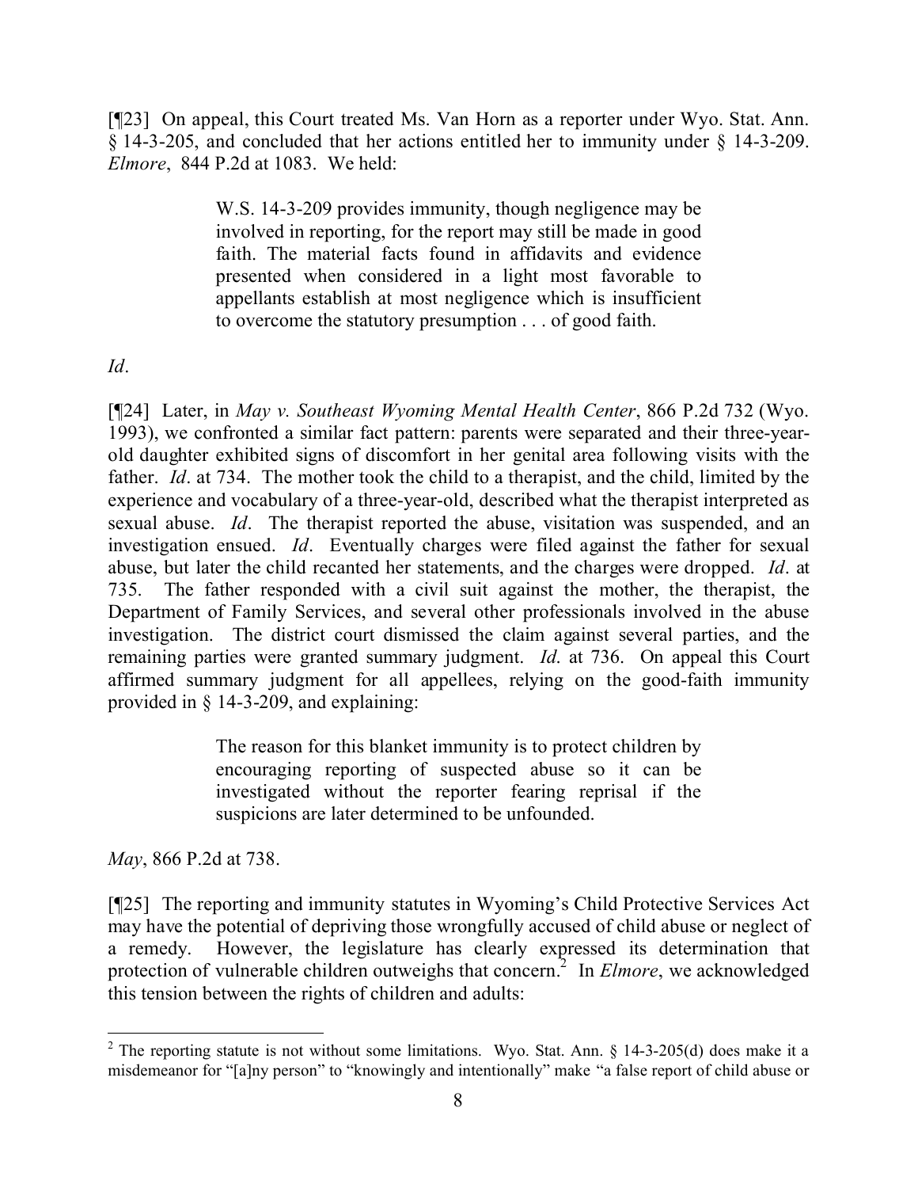[¶23] On appeal, this Court treated Ms. Van Horn as a reporter under Wyo. Stat. Ann. § 14-3-205, and concluded that her actions entitled her to immunity under § 14-3-209. *Elmore*, 844 P.2d at 1083. We held:

> W.S. 14-3-209 provides immunity, though negligence may be involved in reporting, for the report may still be made in good faith. The material facts found in affidavits and evidence presented when considered in a light most favorable to appellants establish at most negligence which is insufficient to overcome the statutory presumption . . . of good faith.

*Id*.

[¶24] Later, in *May v. Southeast Wyoming Mental Health Center*, 866 P.2d 732 (Wyo. 1993), we confronted a similar fact pattern: parents were separated and their three-year-old daughter exhibited signs of discomfort in her genital area following visits with the father. *Id*. at 734. The mother took the child to a therapist, and the child, limited by the experience and vocabulary of a three-year-old, described what the therapist interpreted as sexual abuse. *Id*. The therapist reported the abuse, visitation was suspended, and an investigation ensued. *Id*. Eventually charges were filed against the father for sexual abuse, but later the child recanted her statements, and the charges were dropped. *Id*. at 735. The father responded with a civil suit against the mother, the therapist, the Department of Family Services, and several other professionals involved in the abuse investigation. The district court dismissed the claim against several parties, and the remaining parties were granted summary judgment. *Id*. at 736. On appeal this Court affirmed summary judgment for all appellees, relying on the good-faith immunity provided in § 14-3-209, and explaining:

> The reason for this blanket immunity is to protect children by encouraging reporting of suspected abuse so it can be investigated without the reporter fearing reprisal if the suspicions are later determined to be unfounded.

*May*, 866 P.2d at 738.

[¶25] The reporting and immunity statutes in Wyoming's Child Protective Services Act may have the potential of depriving those wrongfully accused of child abuse or neglect of a remedy. However, the legislature has clearly expressed its determination that protection of vulnerable children outweighs that concern.[2] In *Elmore*, we acknowledged this tension between the rights of children and adults:

[2] The reporting statute is not without some limitations. Wyo. Stat. Ann. § 14-3-205(d) does make it a misdemeanor for "[a]ny person" to "knowingly and intentionally" make "a false report of child abuse or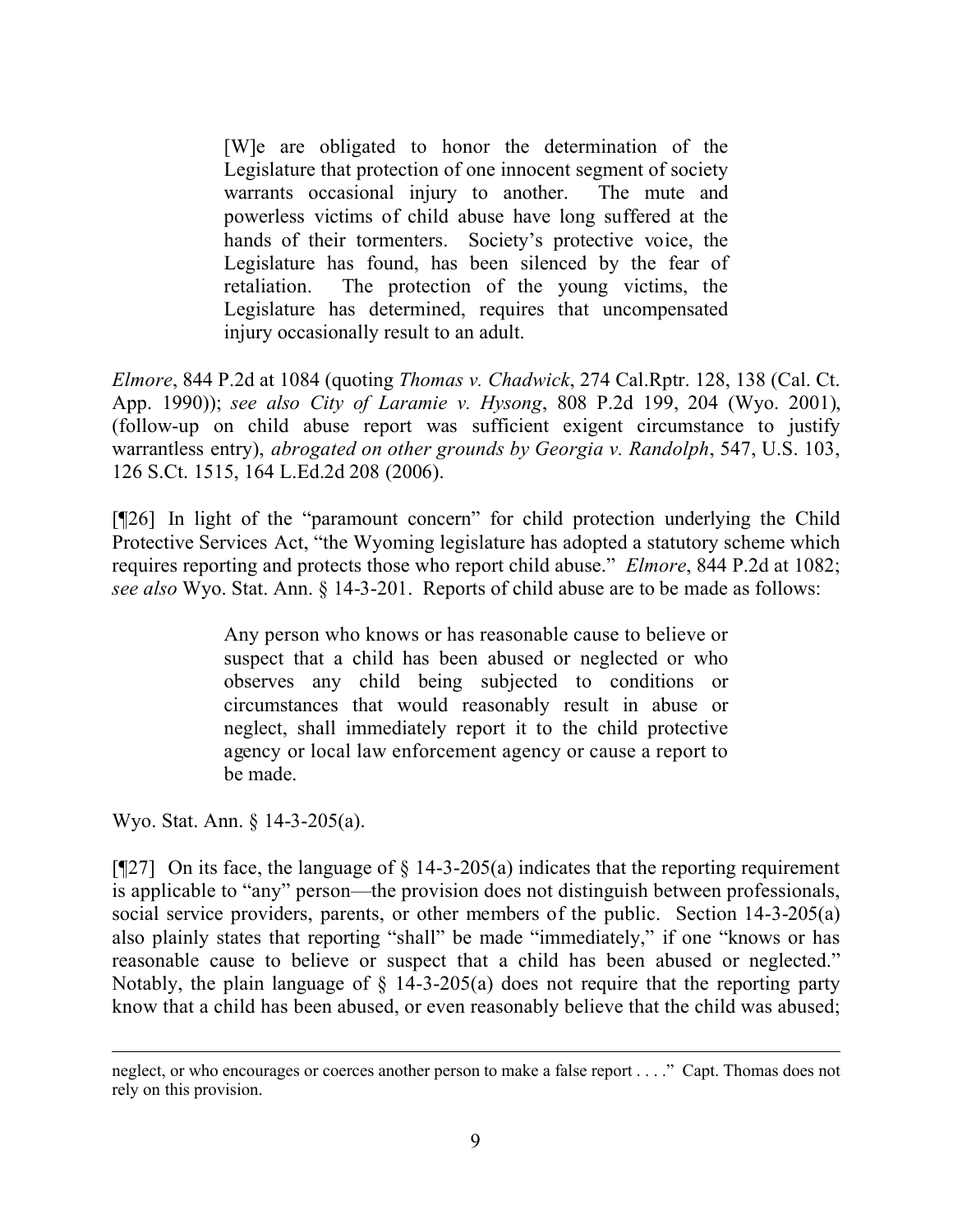> [W]e are obligated to honor the determination of the Legislature that protection of one innocent segment of society warrants occasional injury to another. The mute and powerless victims of child abuse have long suffered at the hands of their tormenters. Society's protective voice, the Legislature has found, has been silenced by the fear of retaliation. The protection of the young victims, the Legislature has determined, requires that uncompensated injury occasionally result to an adult.

*Elmore*, 844 P.2d at 1084 (quoting *Thomas v. Chadwick*, 274 Cal.Rptr. 128, 138 (Cal. Ct. App. 1990)); *see also City of Laramie v. Hysong*, 808 P.2d 199, 204 (Wyo. 2001), (follow-up on child abuse report was sufficient exigent circumstance to justify warrantless entry), *abrogated on other grounds by Georgia v. Randolph*, 547, U.S. 103, 126 S.Ct. 1515, 164 L.Ed.2d 208 (2006).

[¶26] In light of the "paramount concern" for child protection underlying the Child Protective Services Act, "the Wyoming legislature has adopted a statutory scheme which requires reporting and protects those who report child abuse." *Elmore*, 844 P.2d at 1082; *see also* Wyo. Stat. Ann. § 14-3-201. Reports of child abuse are to be made as follows:

> Any person who knows or has reasonable cause to believe or suspect that a child has been abused or neglected or who observes any child being subjected to conditions or circumstances that would reasonably result in abuse or neglect, shall immediately report it to the child protective agency or local law enforcement agency or cause a report to be made.

Wyo. Stat. Ann. § 14-3-205(a).

[¶27] On its face, the language of § 14-3-205(a) indicates that the reporting requirement is applicable to "any" person—the provision does not distinguish between professionals, social service providers, parents, or other members of the public. Section 14-3-205(a) also plainly states that reporting "shall" be made "immediately," if one "knows or has reasonable cause to believe or suspect that a child has been abused or neglected." Notably, the plain language of § 14-3-205(a) does not require that the reporting party know that a child has been abused, or even reasonably believe that the child was abused;

---

neglect, or who encourages or coerces another person to make a false report . . . ." Capt. Thomas does not rely on this provision.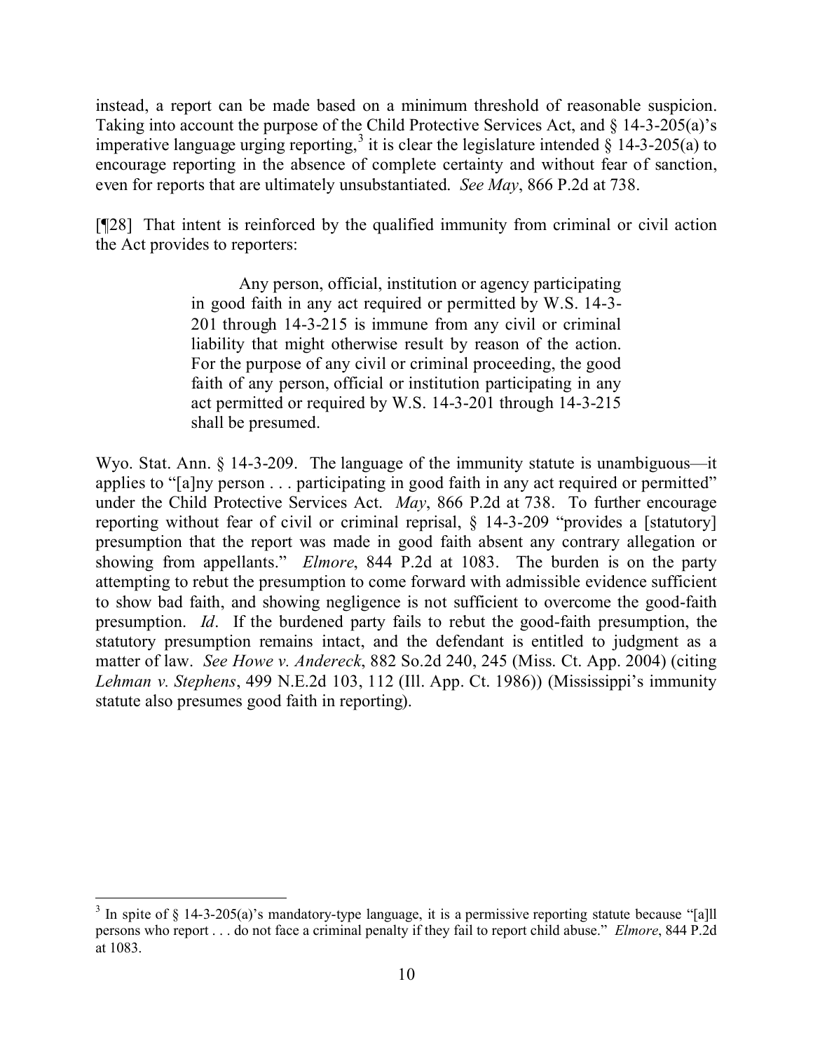instead, a report can be made based on a minimum threshold of reasonable suspicion. Taking into account the purpose of the Child Protective Services Act, and § 14-3-205(a)'s imperative language urging reporting,[3] it is clear the legislature intended § 14-3-205(a) to encourage reporting in the absence of complete certainty and without fear of sanction, even for reports that are ultimately unsubstantiated. *See May*, 866 P.2d at 738.

[¶28] That intent is reinforced by the qualified immunity from criminal or civil action the Act provides to reporters:

> Any person, official, institution or agency participating in good faith in any act required or permitted by W.S. 14-3-201 through 14-3-215 is immune from any civil or criminal liability that might otherwise result by reason of the action. For the purpose of any civil or criminal proceeding, the good faith of any person, official or institution participating in any act permitted or required by W.S. 14-3-201 through 14-3-215 shall be presumed.

Wyo. Stat. Ann. § 14-3-209. The language of the immunity statute is unambiguous—it applies to "[a]ny person . . . participating in good faith in any act required or permitted" under the Child Protective Services Act. *May*, 866 P.2d at 738. To further encourage reporting without fear of civil or criminal reprisal, § 14-3-209 "provides a [statutory] presumption that the report was made in good faith absent any contrary allegation or showing from appellants." *Elmore*, 844 P.2d at 1083. The burden is on the party attempting to rebut the presumption to come forward with admissible evidence sufficient to show bad faith, and showing negligence is not sufficient to overcome the good-faith presumption. *Id*. If the burdened party fails to rebut the good-faith presumption, the statutory presumption remains intact, and the defendant is entitled to judgment as a matter of law. *See Howe v. Andereck*, 882 So.2d 240, 245 (Miss. Ct. App. 2004) (citing *Lehman v. Stephens*, 499 N.E.2d 103, 112 (Ill. App. Ct. 1986)) (Mississippi's immunity statute also presumes good faith in reporting).

---

[3] In spite of § 14-3-205(a)'s mandatory-type language, it is a permissive reporting statute because "[a]ll persons who report . . . do not face a criminal penalty if they fail to report child abuse." *Elmore*, 844 P.2d at 1083.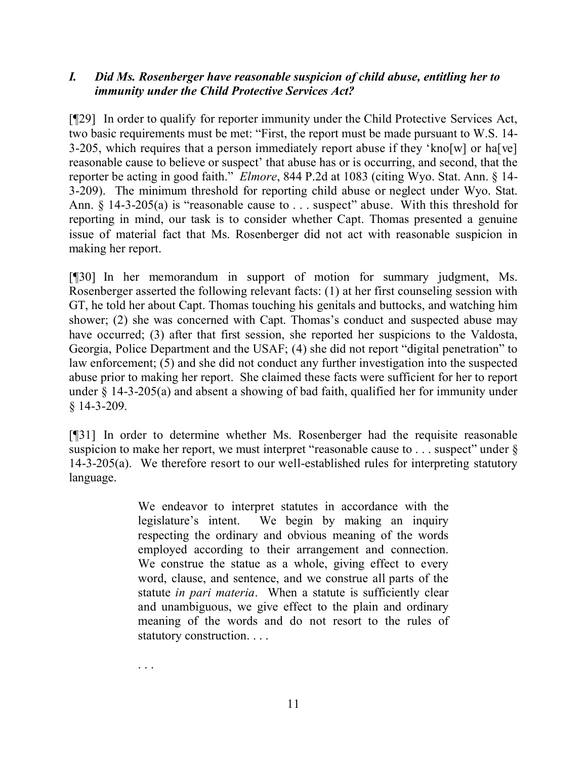### *I. Did Ms. Rosenberger have reasonable suspicion of child abuse, entitling her to immunity under the Child Protective Services Act?*

[¶29] In order to qualify for reporter immunity under the Child Protective Services Act, two basic requirements must be met: "First, the report must be made pursuant to W.S. 14-3-205, which requires that a person immediately report abuse if they 'kno[w] or ha[ve] reasonable cause to believe or suspect' that abuse has or is occurring, and second, that the reporter be acting in good faith." *Elmore*, 844 P.2d at 1083 (citing Wyo. Stat. Ann. § 14-3-209). The minimum threshold for reporting child abuse or neglect under Wyo. Stat. Ann. § 14-3-205(a) is "reasonable cause to . . . suspect" abuse. With this threshold for reporting in mind, our task is to consider whether Capt. Thomas presented a genuine issue of material fact that Ms. Rosenberger did not act with reasonable suspicion in making her report.

[¶30] In her memorandum in support of motion for summary judgment, Ms. Rosenberger asserted the following relevant facts: (1) at her first counseling session with GT, he told her about Capt. Thomas touching his genitals and buttocks, and watching him shower; (2) she was concerned with Capt. Thomas's conduct and suspected abuse may have occurred; (3) after that first session, she reported her suspicions to the Valdosta, Georgia, Police Department and the USAF; (4) she did not report "digital penetration" to law enforcement; (5) and she did not conduct any further investigation into the suspected abuse prior to making her report. She claimed these facts were sufficient for her to report under § 14-3-205(a) and absent a showing of bad faith, qualified her for immunity under § 14-3-209.

[¶31] In order to determine whether Ms. Rosenberger had the requisite reasonable suspicion to make her report, we must interpret "reasonable cause to . . . suspect" under § 14-3-205(a). We therefore resort to our well-established rules for interpreting statutory language.

> We endeavor to interpret statutes in accordance with the legislature's intent. We begin by making an inquiry respecting the ordinary and obvious meaning of the words employed according to their arrangement and connection. We construe the statue as a whole, giving effect to every word, clause, and sentence, and we construe all parts of the statute *in pari materia*. When a statute is sufficiently clear and unambiguous, we give effect to the plain and ordinary meaning of the words and do not resort to the rules of statutory construction. . . .
>
> . . .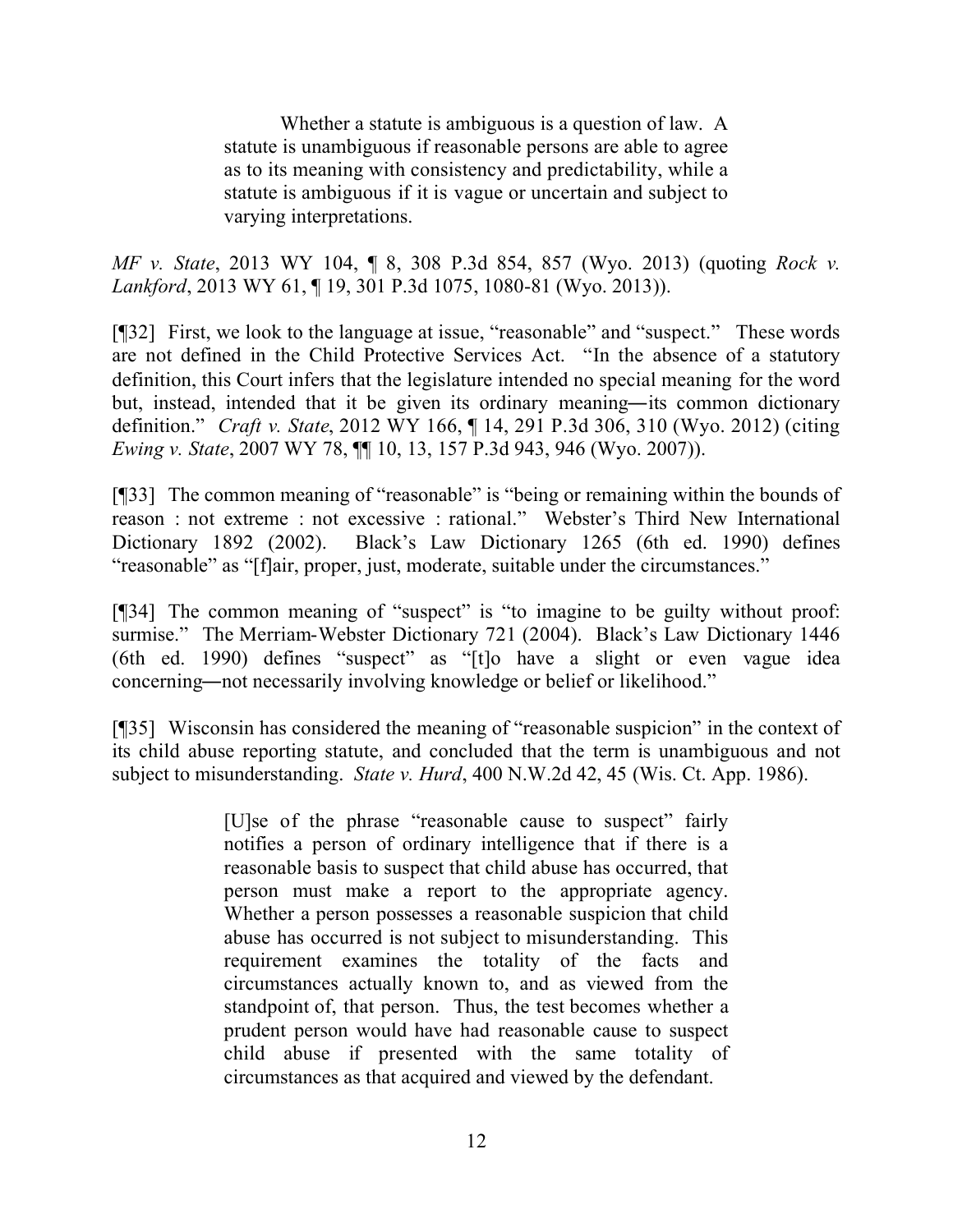> Whether a statute is ambiguous is a question of law. A statute is unambiguous if reasonable persons are able to agree as to its meaning with consistency and predictability, while a statute is ambiguous if it is vague or uncertain and subject to varying interpretations.

*MF v. State*, 2013 WY 104, ¶ 8, 308 P.3d 854, 857 (Wyo. 2013) (quoting *Rock v. Lankford*, 2013 WY 61, ¶ 19, 301 P.3d 1075, 1080-81 (Wyo. 2013)).

[¶32] First, we look to the language at issue, "reasonable" and "suspect." These words are not defined in the Child Protective Services Act. "In the absence of a statutory definition, this Court infers that the legislature intended no special meaning for the word but, instead, intended that it be given its ordinary meaning―its common dictionary definition." *Craft v. State*, 2012 WY 166, ¶ 14, 291 P.3d 306, 310 (Wyo. 2012) (citing *Ewing v. State*, 2007 WY 78, ¶¶ 10, 13, 157 P.3d 943, 946 (Wyo. 2007)).

[¶33] The common meaning of "reasonable" is "being or remaining within the bounds of reason : not extreme : not excessive : rational." Webster's Third New International Dictionary 1892 (2002). Black's Law Dictionary 1265 (6th ed. 1990) defines "reasonable" as "[f]air, proper, just, moderate, suitable under the circumstances."

[¶34] The common meaning of "suspect" is "to imagine to be guilty without proof: surmise." The Merriam-Webster Dictionary 721 (2004). Black's Law Dictionary 1446 (6th ed. 1990) defines "suspect" as "[t]o have a slight or even vague idea concerning―not necessarily involving knowledge or belief or likelihood."

[¶35] Wisconsin has considered the meaning of "reasonable suspicion" in the context of its child abuse reporting statute, and concluded that the term is unambiguous and not subject to misunderstanding. *State v. Hurd*, 400 N.W.2d 42, 45 (Wis. Ct. App. 1986).

> [U]se of the phrase "reasonable cause to suspect" fairly notifies a person of ordinary intelligence that if there is a reasonable basis to suspect that child abuse has occurred, that person must make a report to the appropriate agency. Whether a person possesses a reasonable suspicion that child abuse has occurred is not subject to misunderstanding. This requirement examines the totality of the facts and circumstances actually known to, and as viewed from the standpoint of, that person. Thus, the test becomes whether a prudent person would have had reasonable cause to suspect child abuse if presented with the same totality of circumstances as that acquired and viewed by the defendant.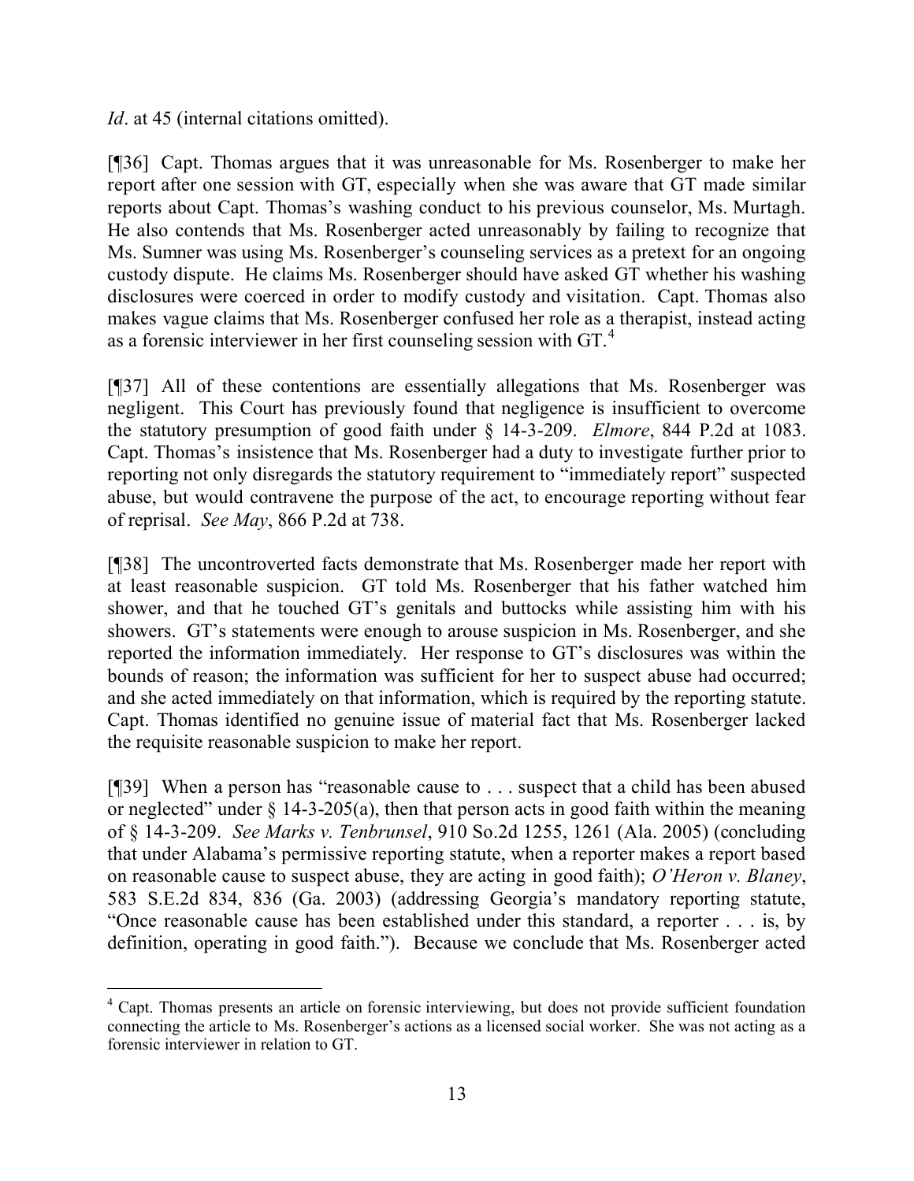*Id*. at 45 (internal citations omitted).

[¶36] Capt. Thomas argues that it was unreasonable for Ms. Rosenberger to make her report after one session with GT, especially when she was aware that GT made similar reports about Capt. Thomas's washing conduct to his previous counselor, Ms. Murtagh. He also contends that Ms. Rosenberger acted unreasonably by failing to recognize that Ms. Sumner was using Ms. Rosenberger's counseling services as a pretext for an ongoing custody dispute. He claims Ms. Rosenberger should have asked GT whether his washing disclosures were coerced in order to modify custody and visitation. Capt. Thomas also makes vague claims that Ms. Rosenberger confused her role as a therapist, instead acting as a forensic interviewer in her first counseling session with GT.[4]

[¶37] All of these contentions are essentially allegations that Ms. Rosenberger was negligent. This Court has previously found that negligence is insufficient to overcome the statutory presumption of good faith under § 14-3-209. *Elmore*, 844 P.2d at 1083. Capt. Thomas's insistence that Ms. Rosenberger had a duty to investigate further prior to reporting not only disregards the statutory requirement to "immediately report" suspected abuse, but would contravene the purpose of the act, to encourage reporting without fear of reprisal. *See May*, 866 P.2d at 738.

[¶38] The uncontroverted facts demonstrate that Ms. Rosenberger made her report with at least reasonable suspicion. GT told Ms. Rosenberger that his father watched him shower, and that he touched GT's genitals and buttocks while assisting him with his showers. GT's statements were enough to arouse suspicion in Ms. Rosenberger, and she reported the information immediately. Her response to GT's disclosures was within the bounds of reason; the information was sufficient for her to suspect abuse had occurred; and she acted immediately on that information, which is required by the reporting statute. Capt. Thomas identified no genuine issue of material fact that Ms. Rosenberger lacked the requisite reasonable suspicion to make her report.

[¶39] When a person has "reasonable cause to . . . suspect that a child has been abused or neglected" under § 14-3-205(a), then that person acts in good faith within the meaning of § 14-3-209. *See Marks v. Tenbrunsel*, 910 So.2d 1255, 1261 (Ala. 2005) (concluding that under Alabama's permissive reporting statute, when a reporter makes a report based on reasonable cause to suspect abuse, they are acting in good faith); *O'Heron v. Blaney*, 583 S.E.2d 834, 836 (Ga. 2003) (addressing Georgia's mandatory reporting statute, "Once reasonable cause has been established under this standard, a reporter . . . is, by definition, operating in good faith."). Because we conclude that Ms. Rosenberger acted

---

[4] Capt. Thomas presents an article on forensic interviewing, but does not provide sufficient foundation connecting the article to Ms. Rosenberger's actions as a licensed social worker. She was not acting as a forensic interviewer in relation to GT.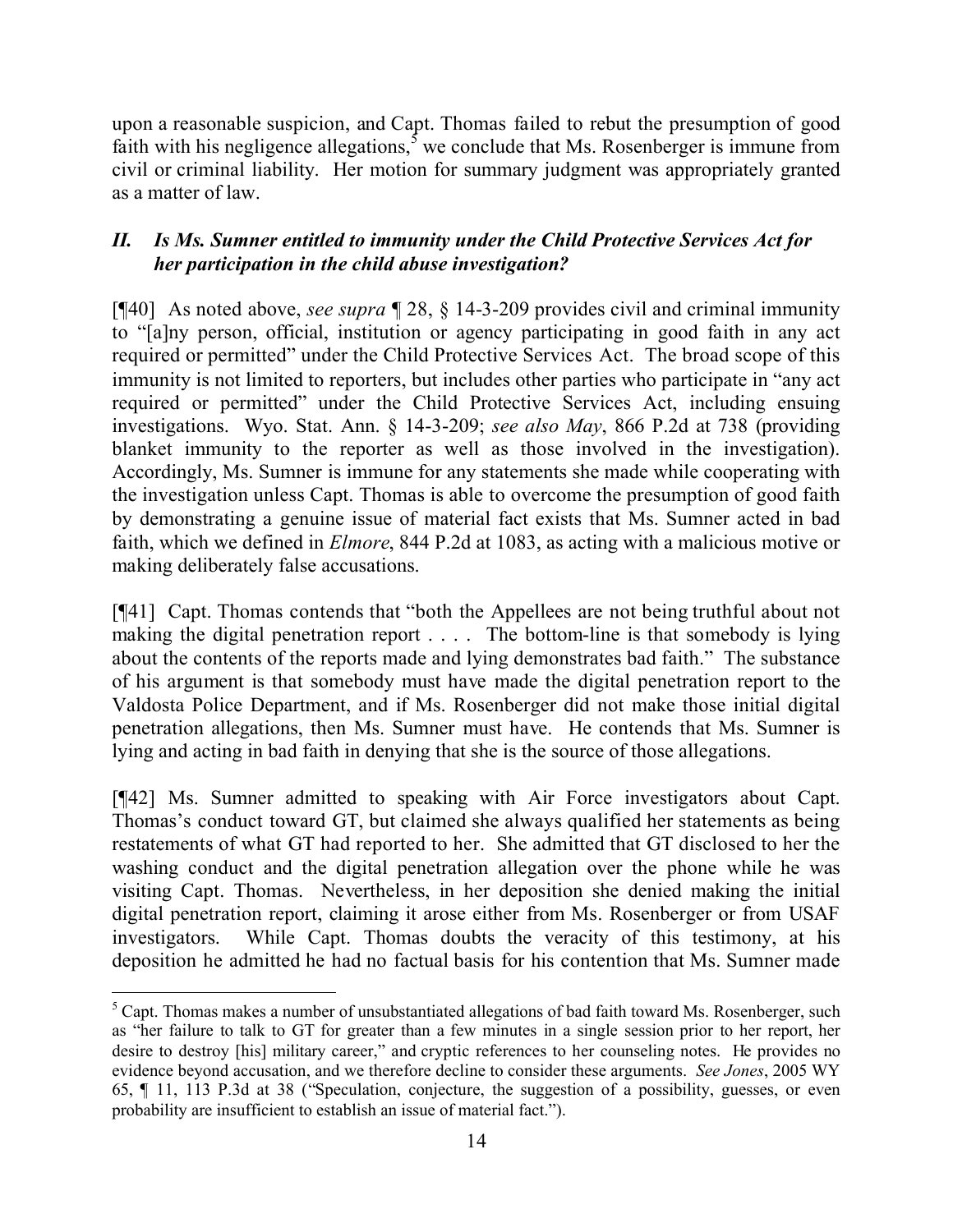upon a reasonable suspicion, and Capt. Thomas failed to rebut the presumption of good faith with his negligence allegations,[5] we conclude that Ms. Rosenberger is immune from civil or criminal liability. Her motion for summary judgment was appropriately granted as a matter of law.

### *II. Is Ms. Sumner entitled to immunity under the Child Protective Services Act for her participation in the child abuse investigation?*

[¶40] As noted above, *see supra* ¶ 28, § 14-3-209 provides civil and criminal immunity to "[a]ny person, official, institution or agency participating in good faith in any act required or permitted" under the Child Protective Services Act. The broad scope of this immunity is not limited to reporters, but includes other parties who participate in "any act required or permitted" under the Child Protective Services Act, including ensuing investigations. Wyo. Stat. Ann. § 14-3-209; *see also May*, 866 P.2d at 738 (providing blanket immunity to the reporter as well as those involved in the investigation). Accordingly, Ms. Sumner is immune for any statements she made while cooperating with the investigation unless Capt. Thomas is able to overcome the presumption of good faith by demonstrating a genuine issue of material fact exists that Ms. Sumner acted in bad faith, which we defined in *Elmore*, 844 P.2d at 1083, as acting with a malicious motive or making deliberately false accusations.

[¶41] Capt. Thomas contends that "both the Appellees are not being truthful about not making the digital penetration report . . . . The bottom-line is that somebody is lying about the contents of the reports made and lying demonstrates bad faith." The substance of his argument is that somebody must have made the digital penetration report to the Valdosta Police Department, and if Ms. Rosenberger did not make those initial digital penetration allegations, then Ms. Sumner must have. He contends that Ms. Sumner is lying and acting in bad faith in denying that she is the source of those allegations.

[¶42] Ms. Sumner admitted to speaking with Air Force investigators about Capt. Thomas's conduct toward GT, but claimed she always qualified her statements as being restatements of what GT had reported to her. She admitted that GT disclosed to her the washing conduct and the digital penetration allegation over the phone while he was visiting Capt. Thomas. Nevertheless, in her deposition she denied making the initial digital penetration report, claiming it arose either from Ms. Rosenberger or from USAF investigators. While Capt. Thomas doubts the veracity of this testimony, at his deposition he admitted he had no factual basis for his contention that Ms. Sumner made

---

[5] Capt. Thomas makes a number of unsubstantiated allegations of bad faith toward Ms. Rosenberger, such as "her failure to talk to GT for greater than a few minutes in a single session prior to her report, her desire to destroy [his] military career," and cryptic references to her counseling notes. He provides no evidence beyond accusation, and we therefore decline to consider these arguments. *See Jones*, 2005 WY 65, ¶ 11, 113 P.3d at 38 ("Speculation, conjecture, the suggestion of a possibility, guesses, or even probability are insufficient to establish an issue of material fact.").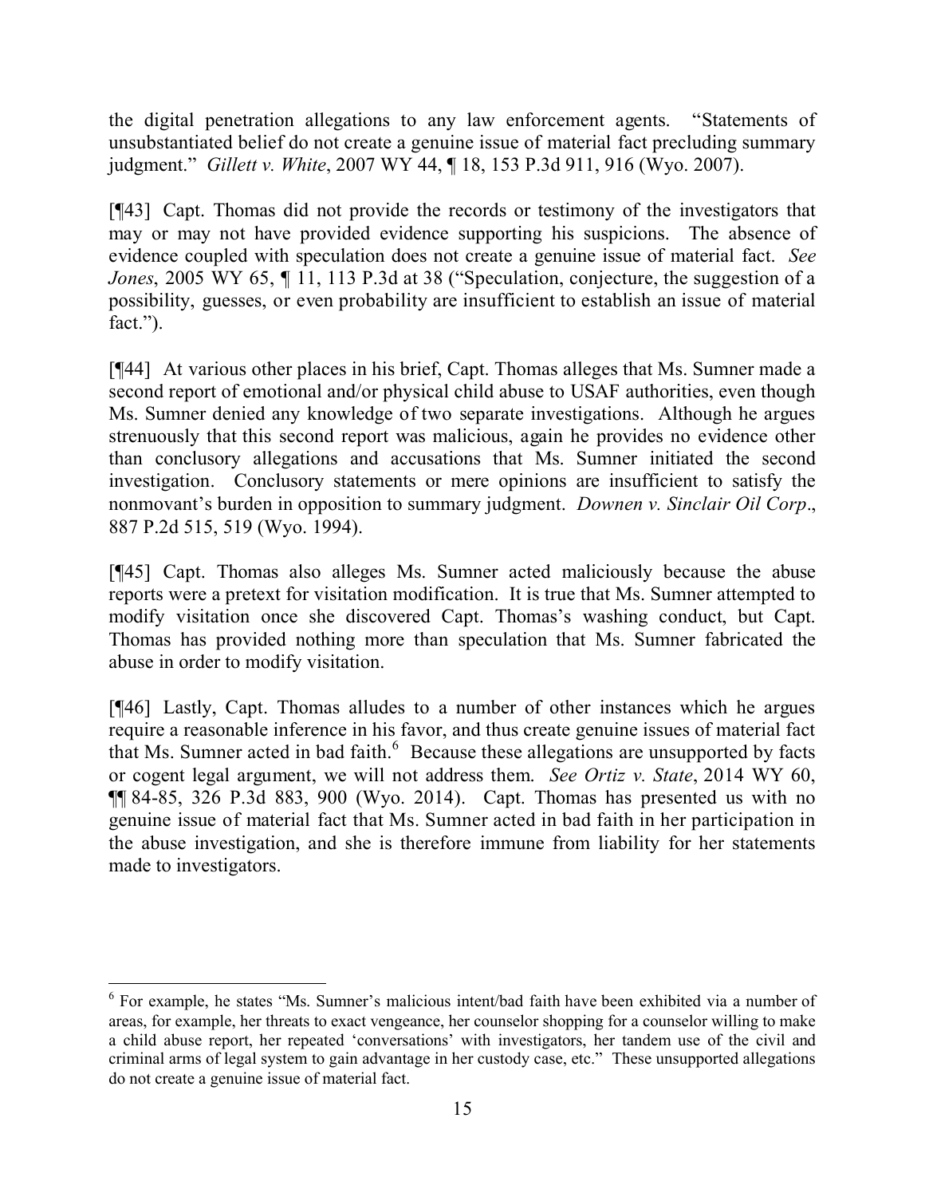the digital penetration allegations to any law enforcement agents. "Statements of unsubstantiated belief do not create a genuine issue of material fact precluding summary judgment." *Gillett v. White*, 2007 WY 44, ¶ 18, 153 P.3d 911, 916 (Wyo. 2007).

[¶43] Capt. Thomas did not provide the records or testimony of the investigators that may or may not have provided evidence supporting his suspicions. The absence of evidence coupled with speculation does not create a genuine issue of material fact. *See Jones*, 2005 WY 65, ¶ 11, 113 P.3d at 38 ("Speculation, conjecture, the suggestion of a possibility, guesses, or even probability are insufficient to establish an issue of material fact.").

[¶44] At various other places in his brief, Capt. Thomas alleges that Ms. Sumner made a second report of emotional and/or physical child abuse to USAF authorities, even though Ms. Sumner denied any knowledge of two separate investigations. Although he argues strenuously that this second report was malicious, again he provides no evidence other than conclusory allegations and accusations that Ms. Sumner initiated the second investigation. Conclusory statements or mere opinions are insufficient to satisfy the nonmovant's burden in opposition to summary judgment. *Downen v. Sinclair Oil Corp*., 887 P.2d 515, 519 (Wyo. 1994).

[¶45] Capt. Thomas also alleges Ms. Sumner acted maliciously because the abuse reports were a pretext for visitation modification. It is true that Ms. Sumner attempted to modify visitation once she discovered Capt. Thomas's washing conduct, but Capt. Thomas has provided nothing more than speculation that Ms. Sumner fabricated the abuse in order to modify visitation.

[¶46] Lastly, Capt. Thomas alludes to a number of other instances which he argues require a reasonable inference in his favor, and thus create genuine issues of material fact that Ms. Sumner acted in bad faith.[6] Because these allegations are unsupported by facts or cogent legal argument, we will not address them. *See Ortiz v. State*, 2014 WY 60, ¶¶ 84-85, 326 P.3d 883, 900 (Wyo. 2014). Capt. Thomas has presented us with no genuine issue of material fact that Ms. Sumner acted in bad faith in her participation in the abuse investigation, and she is therefore immune from liability for her statements made to investigators.

---

[6] For example, he states "Ms. Sumner's malicious intent/bad faith have been exhibited via a number of areas, for example, her threats to exact vengeance, her counselor shopping for a counselor willing to make a child abuse report, her repeated 'conversations' with investigators, her tandem use of the civil and criminal arms of legal system to gain advantage in her custody case, etc." These unsupported allegations do not create a genuine issue of material fact.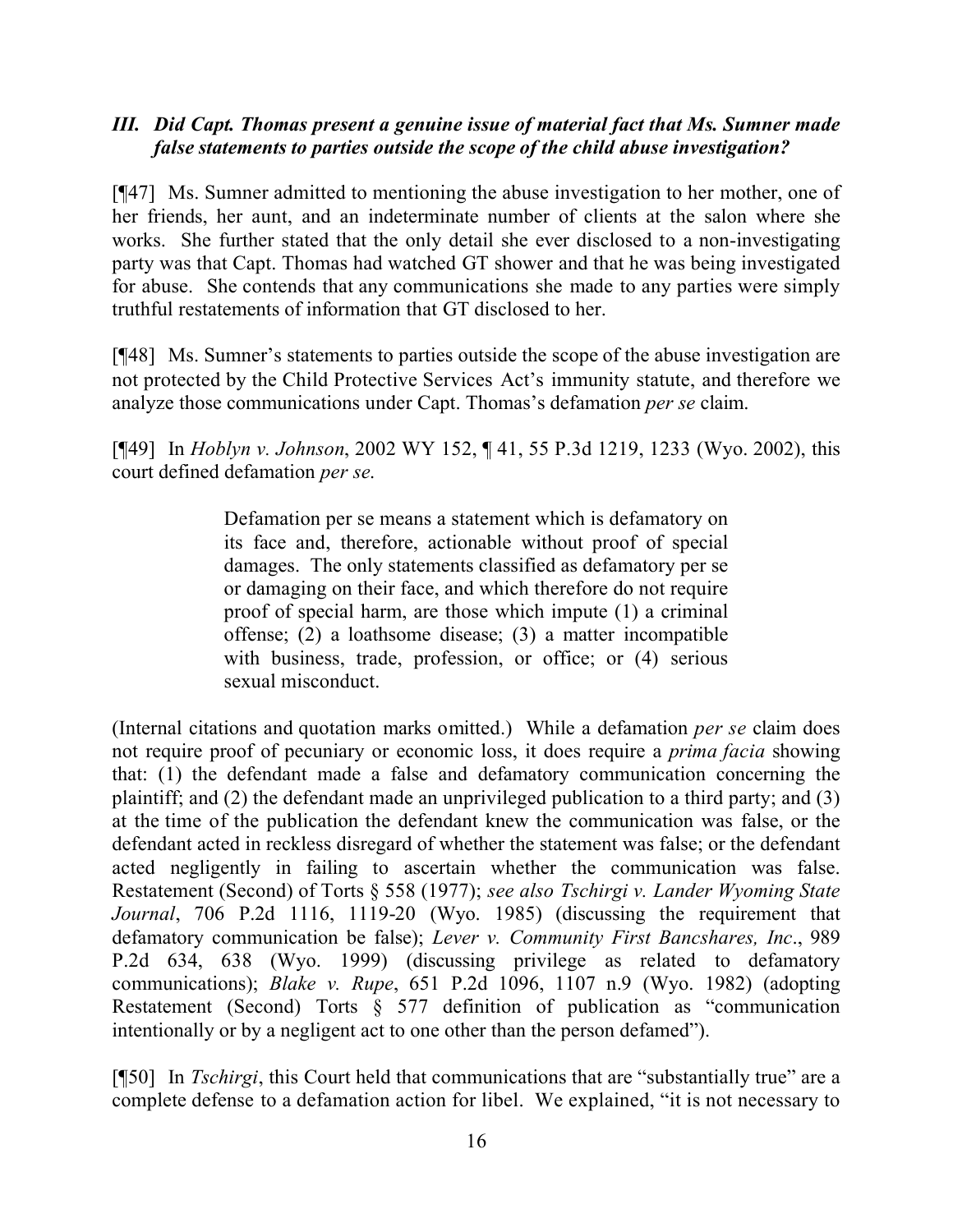### *III. Did Capt. Thomas present a genuine issue of material fact that Ms. Sumner made false statements to parties outside the scope of the child abuse investigation?*

[¶47] Ms. Sumner admitted to mentioning the abuse investigation to her mother, one of her friends, her aunt, and an indeterminate number of clients at the salon where she works. She further stated that the only detail she ever disclosed to a non-investigating party was that Capt. Thomas had watched GT shower and that he was being investigated for abuse. She contends that any communications she made to any parties were simply truthful restatements of information that GT disclosed to her.

[¶48] Ms. Sumner's statements to parties outside the scope of the abuse investigation are not protected by the Child Protective Services Act's immunity statute, and therefore we analyze those communications under Capt. Thomas's defamation *per se* claim.

[¶49] In *Hoblyn v. Johnson*, 2002 WY 152, ¶ 41, 55 P.3d 1219, 1233 (Wyo. 2002), this court defined defamation *per se*.

> Defamation per se means a statement which is defamatory on its face and, therefore, actionable without proof of special damages. The only statements classified as defamatory per se or damaging on their face, and which therefore do not require proof of special harm, are those which impute (1) a criminal offense; (2) a loathsome disease; (3) a matter incompatible with business, trade, profession, or office; or (4) serious sexual misconduct.

(Internal citations and quotation marks omitted.) While a defamation *per se* claim does not require proof of pecuniary or economic loss, it does require a *prima facia* showing that: (1) the defendant made a false and defamatory communication concerning the plaintiff; and (2) the defendant made an unprivileged publication to a third party; and (3) at the time of the publication the defendant knew the communication was false, or the defendant acted in reckless disregard of whether the statement was false; or the defendant acted negligently in failing to ascertain whether the communication was false. Restatement (Second) of Torts § 558 (1977); *see also Tschirgi v. Lander Wyoming State Journal*, 706 P.2d 1116, 1119-20 (Wyo. 1985) (discussing the requirement that defamatory communication be false); *Lever v. Community First Bancshares, Inc*., 989 P.2d 634, 638 (Wyo. 1999) (discussing privilege as related to defamatory communications); *Blake v. Rupe*, 651 P.2d 1096, 1107 n.9 (Wyo. 1982) (adopting Restatement (Second) Torts § 577 definition of publication as "communication intentionally or by a negligent act to one other than the person defamed").

[¶50] In *Tschirgi*, this Court held that communications that are "substantially true" are a complete defense to a defamation action for libel. We explained, "it is not necessary to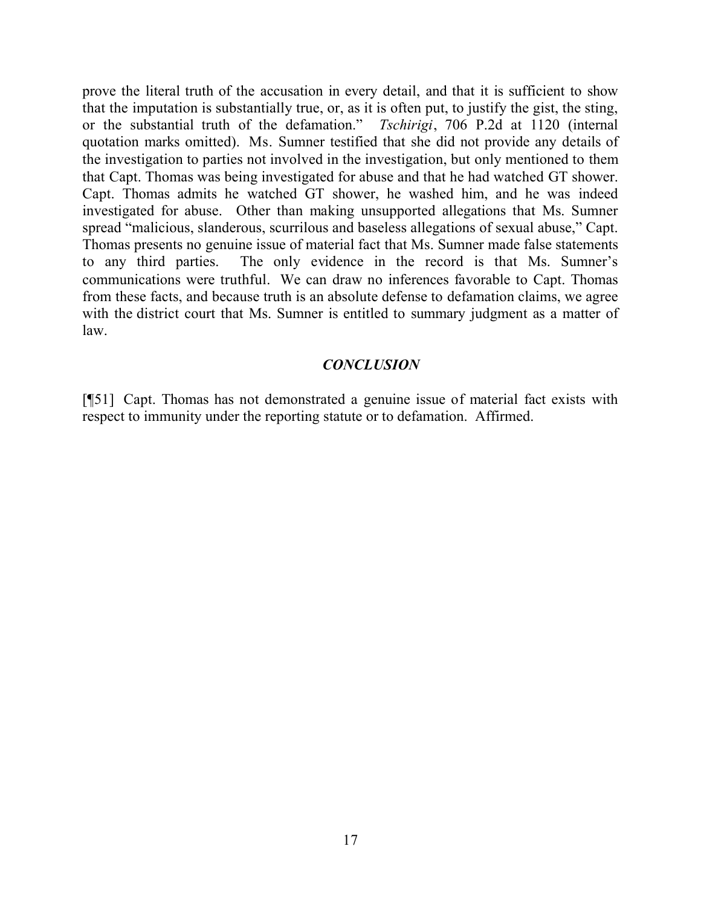prove the literal truth of the accusation in every detail, and that it is sufficient to show that the imputation is substantially true, or, as it is often put, to justify the gist, the sting, or the substantial truth of the defamation." *Tschirigi*, 706 P.2d at 1120 (internal quotation marks omitted). Ms. Sumner testified that she did not provide any details of the investigation to parties not involved in the investigation, but only mentioned to them that Capt. Thomas was being investigated for abuse and that he had watched GT shower. Capt. Thomas admits he watched GT shower, he washed him, and he was indeed investigated for abuse. Other than making unsupported allegations that Ms. Sumner spread "malicious, slanderous, scurrilous and baseless allegations of sexual abuse," Capt. Thomas presents no genuine issue of material fact that Ms. Sumner made false statements to any third parties. The only evidence in the record is that Ms. Sumner's communications were truthful. We can draw no inferences favorable to Capt. Thomas from these facts, and because truth is an absolute defense to defamation claims, we agree with the district court that Ms. Sumner is entitled to summary judgment as a matter of law.

## *CONCLUSION*

[¶51] Capt. Thomas has not demonstrated a genuine issue of material fact exists with respect to immunity under the reporting statute or to defamation. Affirmed.